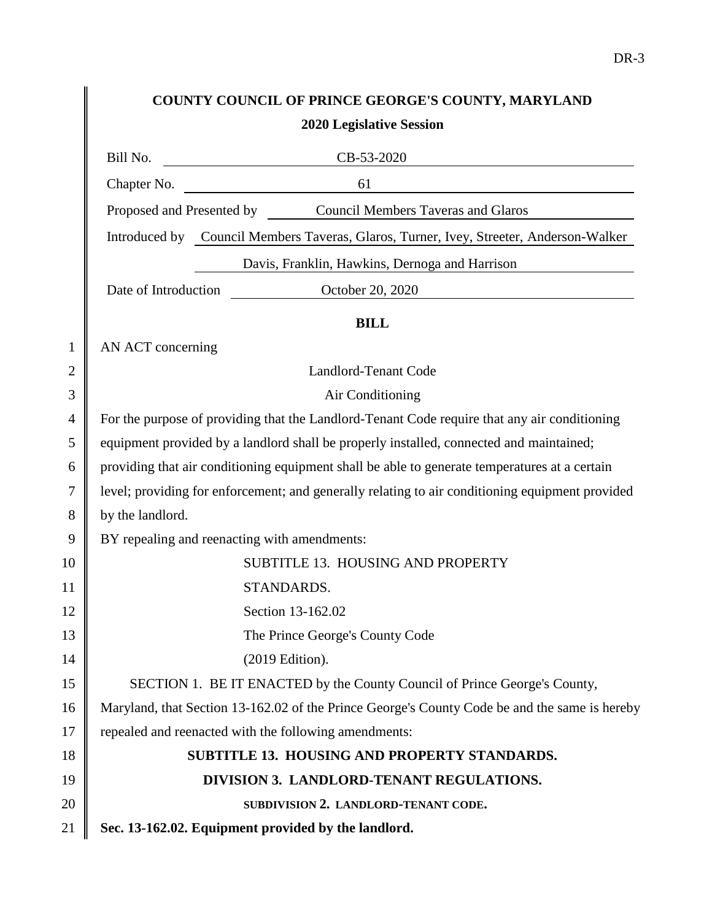DR-3

**COUNTY COUNCIL OF PRINCE GEORGE'S COUNTY, MARYLAND**

**2020 Legislative Session**

Bill No. CB-53-2020

Chapter No. 61

Proposed and Presented by Council Members Taveras and Glaros

Introduced by Council Members Taveras, Glaros, Turner, Ivey, Streeter, Anderson-Walker Davis, Franklin, Hawkins, Dernoga and Harrison

Date of Introduction October 20, 2020

**BILL**

1 AN ACT concerning

2 Landlord-Tenant Code

3 Air Conditioning

4 For the purpose of providing that the Landlord-Tenant Code require that any air conditioning
5 equipment provided by a landlord shall be properly installed, connected and maintained;
6 providing that air conditioning equipment shall be able to generate temperatures at a certain
7 level; providing for enforcement; and generally relating to air conditioning equipment provided
8 by the landlord.

9 BY repealing and reenacting with amendments:

10 SUBTITLE 13. HOUSING AND PROPERTY
11 STANDARDS.
12 Section 13-162.02
13 The Prince George's County Code
14 (2019 Edition).

15 SECTION 1. BE IT ENACTED by the County Council of Prince George's County,
16 Maryland, that Section 13-162.02 of the Prince George's County Code be and the same is hereby
17 repealed and reenacted with the following amendments:

18 **SUBTITLE 13. HOUSING AND PROPERTY STANDARDS.**

19 **DIVISION 3. LANDLORD-TENANT REGULATIONS.**

20 **SUBDIVISION 2. LANDLORD-TENANT CODE.**

21 **Sec. 13-162.02. Equipment provided by the landlord.**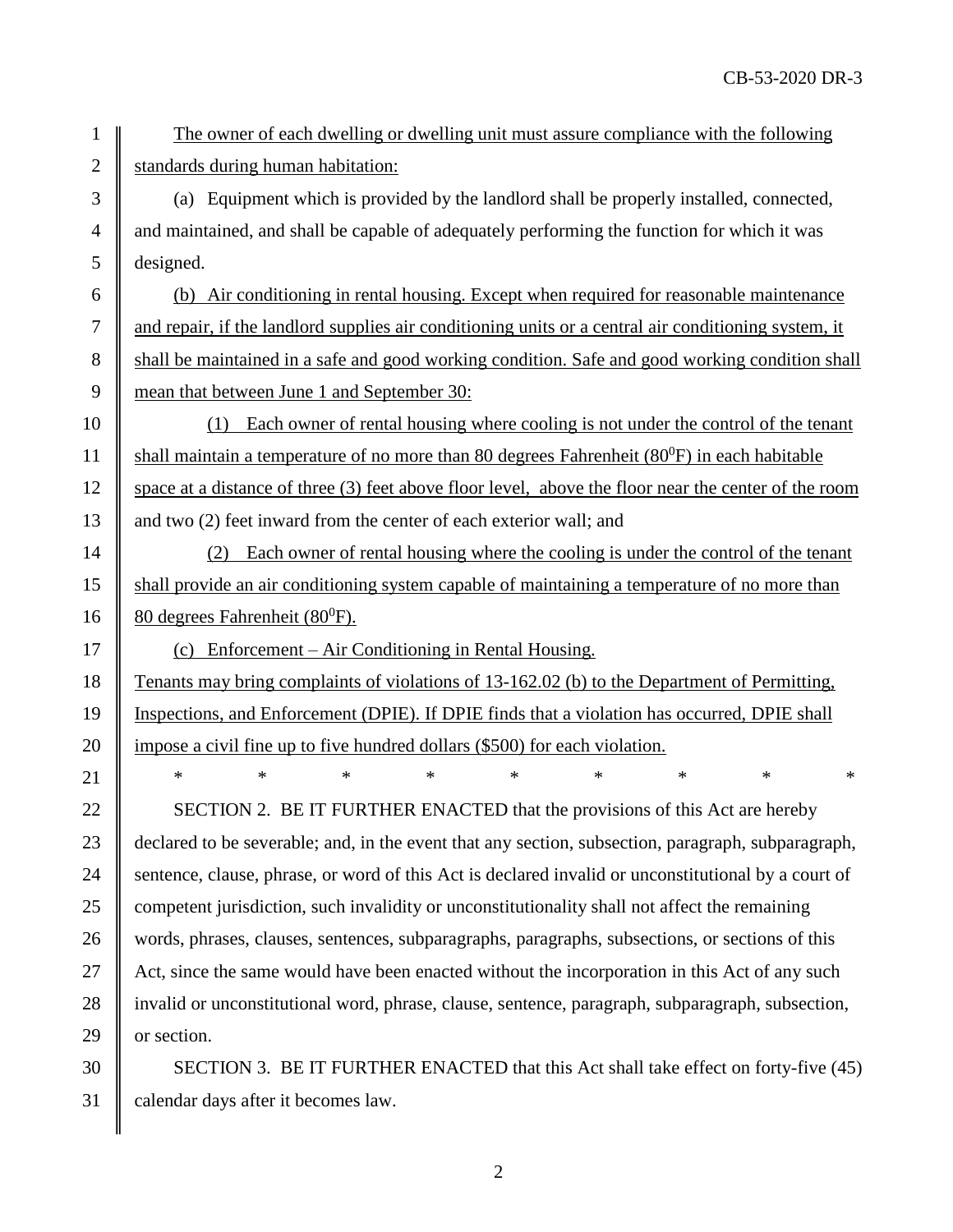The owner of each dwelling or dwelling unit must assure compliance with the following standards during human habitation:

(a) Equipment which is provided by the landlord shall be properly installed, connected, and maintained, and shall be capable of adequately performing the function for which it was designed.

(b) Air conditioning in rental housing. Except when required for reasonable maintenance and repair, if the landlord supplies air conditioning units or a central air conditioning system, it shall be maintained in a safe and good working condition. Safe and good working condition shall mean that between June 1 and September 30:

(1) Each owner of rental housing where cooling is not under the control of the tenant shall maintain a temperature of no more than 80 degrees Fahrenheit ($80^0$F) in each habitable space at a distance of three (3) feet above floor level, above the floor near the center of the room and two (2) feet inward from the center of each exterior wall; and

(2) Each owner of rental housing where the cooling is under the control of the tenant shall provide an air conditioning system capable of maintaining a temperature of no more than 80 degrees Fahrenheit ($80^0$F).

(c) Enforcement – Air Conditioning in Rental Housing.

Tenants may bring complaints of violations of 13-162.02 (b) to the Department of Permitting, Inspections, and Enforcement (DPIE). If DPIE finds that a violation has occurred, DPIE shall impose a civil fine up to five hundred dollars ($500) for each violation.

\* \* \* \* \* \* \* \* \*

SECTION 2. BE IT FURTHER ENACTED that the provisions of this Act are hereby declared to be severable; and, in the event that any section, subsection, paragraph, subparagraph, sentence, clause, phrase, or word of this Act is declared invalid or unconstitutional by a court of competent jurisdiction, such invalidity or unconstitutionality shall not affect the remaining words, phrases, clauses, sentences, subparagraphs, paragraphs, subsections, or sections of this Act, since the same would have been enacted without the incorporation in this Act of any such invalid or unconstitutional word, phrase, clause, sentence, paragraph, subparagraph, subsection, or section.

SECTION 3. BE IT FURTHER ENACTED that this Act shall take effect on forty-five (45) calendar days after it becomes law.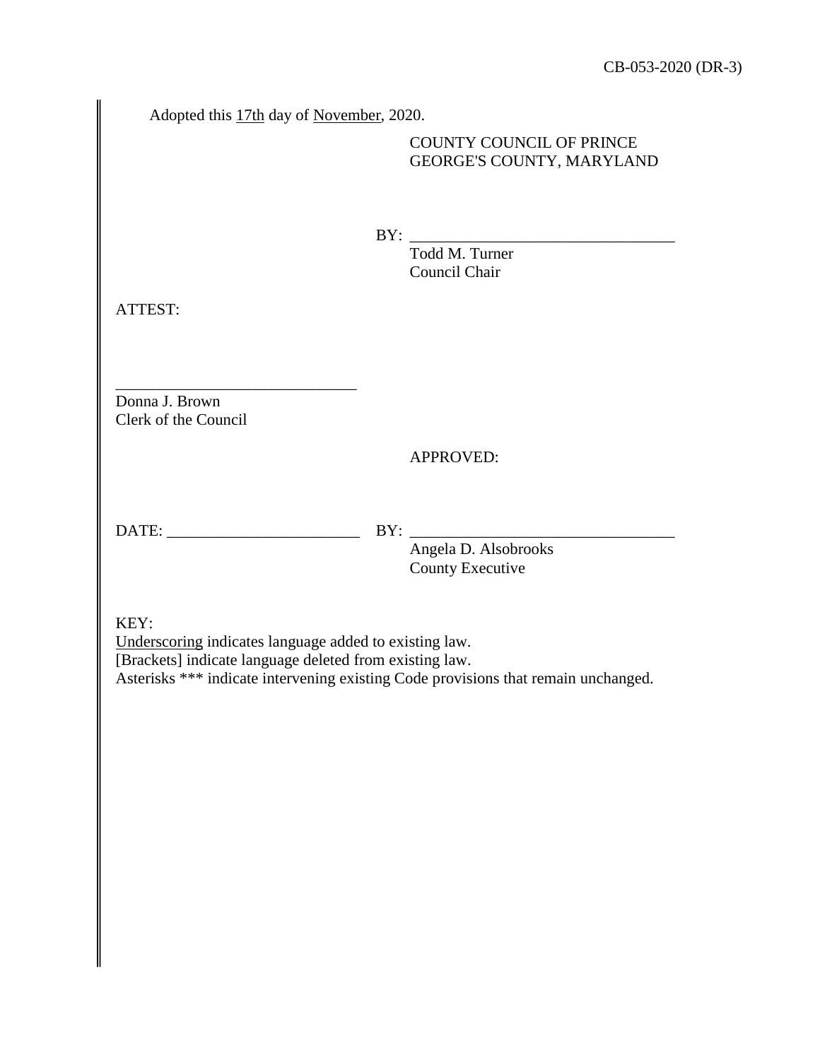Adopted this <u>17th</u> day of <u>November</u>, 2020.

COUNTY COUNCIL OF PRINCE GEORGE'S COUNTY, MARYLAND

BY: _________________________________
Todd M. Turner
Council Chair

ATTEST:

_______________________________
Donna J. Brown
Clerk of the Council

APPROVED:

DATE: ________________________ BY: _________________________________
Angela D. Alsobrooks
County Executive

KEY:
<u>Underscoring</u> indicates language added to existing law.
[Brackets] indicate language deleted from existing law.
Asterisks *** indicate intervening existing Code provisions that remain unchanged.